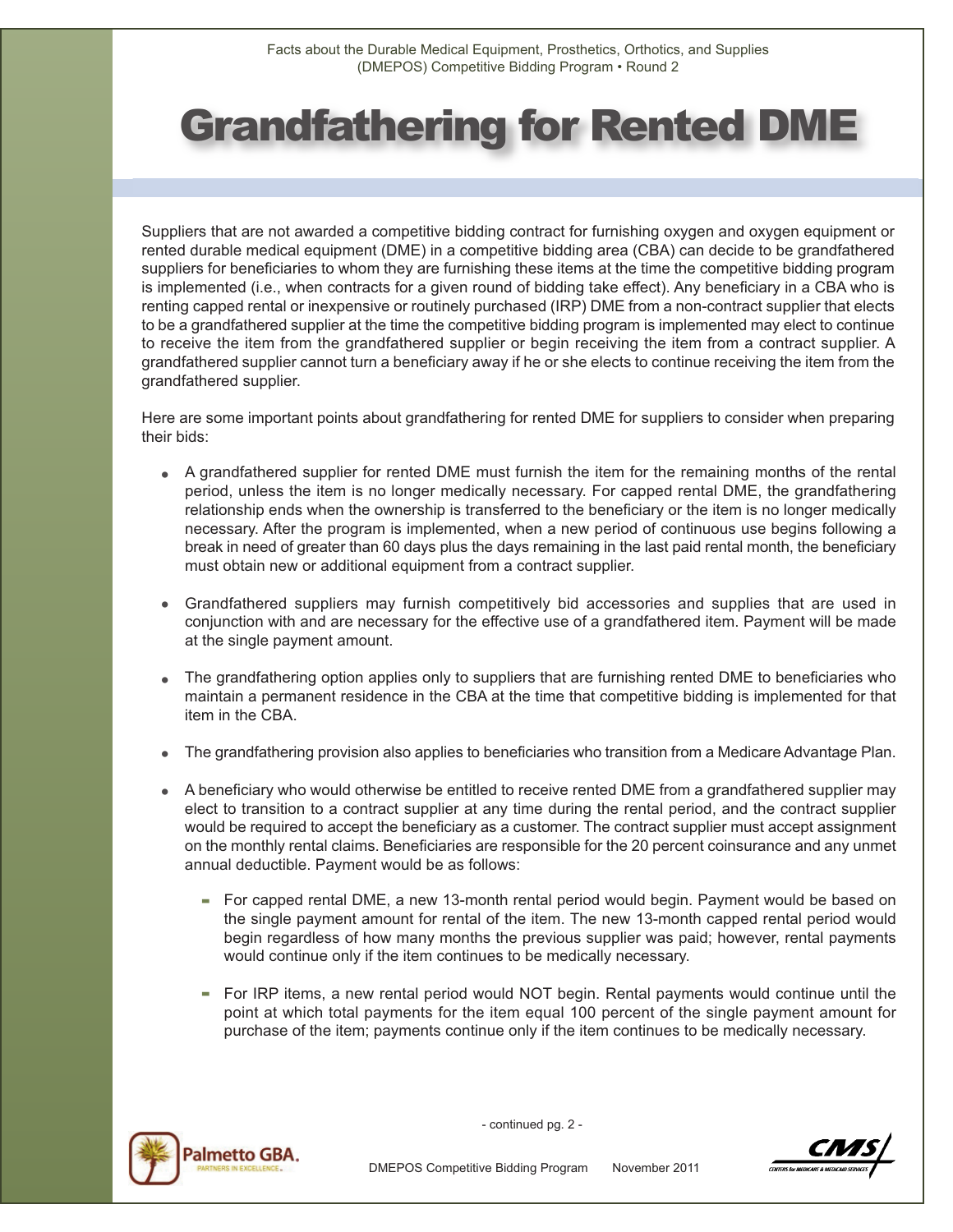Facts about the Durable Medical Equipment, Prosthetics, Orthotics, and Supplies (DMEPOS) Competitive Bidding Program • Round 2

# Grandfathering for Rented DME

Suppliers that are not awarded a competitive bidding contract for furnishing oxygen and oxygen equipment or rented durable medical equipment (DME) in a competitive bidding area (CBA) can decide to be grandfathered suppliers for beneficiaries to whom they are furnishing these items at the time the competitive bidding program is implemented (i.e., when contracts for a given round of bidding take effect). Any beneficiary in a CBA who is renting capped rental or inexpensive or routinely purchased (IRP) DME from a non-contract supplier that elects to be a grandfathered supplier at the time the competitive bidding program is implemented may elect to continue to receive the item from the grandfathered supplier or begin receiving the item from a contract supplier. A grandfathered supplier cannot turn a beneficiary away if he or she elects to continue receiving the item from the grandfathered supplier.

Here are some important points about grandfathering for rented DME for suppliers to consider when preparing their bids:

- A grandfathered supplier for rented DME must furnish the item for the remaining months of the rental period, unless the item is no longer medically necessary. For capped rental DME, the grandfathering relationship ends when the ownership is transferred to the beneficiary or the item is no longer medically necessary. After the program is implemented, when a new period of continuous use begins following a break in need of greater than 60 days plus the days remaining in the last paid rental month, the beneficiary must obtain new or additional equipment from a contract supplier.

- Grandfathered suppliers may furnish competitively bid accessories and supplies that are used in conjunction with and are necessary for the effective use of a grandfathered item. Payment will be made at the single payment amount.

- The grandfathering option applies only to suppliers that are furnishing rented DME to beneficiaries who maintain a permanent residence in the CBA at the time that competitive bidding is implemented for that item in the CBA.

- The grandfathering provision also applies to beneficiaries who transition from a Medicare Advantage Plan.

- A beneficiary who would otherwise be entitled to receive rented DME from a grandfathered supplier may elect to transition to a contract supplier at any time during the rental period, and the contract supplier would be required to accept the beneficiary as a customer. The contract supplier must accept assignment on the monthly rental claims. Beneficiaries are responsible for the 20 percent coinsurance and any unmet annual deductible. Payment would be as follows:

  - For capped rental DME, a new 13-month rental period would begin. Payment would be based on the single payment amount for rental of the item. The new 13-month capped rental period would begin regardless of how many months the previous supplier was paid; however, rental payments would continue only if the item continues to be medically necessary.

  - For IRP items, a new rental period would NOT begin. Rental payments would continue until the point at which total payments for the item equal 100 percent of the single payment amount for purchase of the item; payments continue only if the item continues to be medically necessary.

- continued pg. 2 -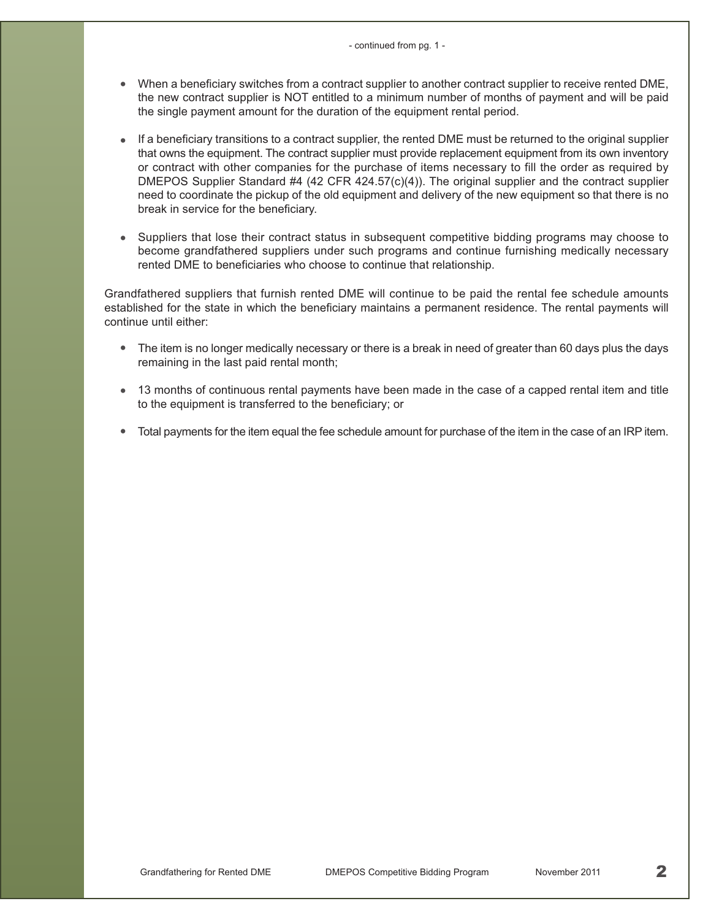- continued from pg. 1 -

- When a beneficiary switches from a contract supplier to another contract supplier to receive rented DME, the new contract supplier is NOT entitled to a minimum number of months of payment and will be paid the single payment amount for the duration of the equipment rental period.

- If a beneficiary transitions to a contract supplier, the rented DME must be returned to the original supplier that owns the equipment. The contract supplier must provide replacement equipment from its own inventory or contract with other companies for the purchase of items necessary to fill the order as required by DMEPOS Supplier Standard #4 (42 CFR 424.57(c)(4)). The original supplier and the contract supplier need to coordinate the pickup of the old equipment and delivery of the new equipment so that there is no break in service for the beneficiary.

- Suppliers that lose their contract status in subsequent competitive bidding programs may choose to become grandfathered suppliers under such programs and continue furnishing medically necessary rented DME to beneficiaries who choose to continue that relationship.

Grandfathered suppliers that furnish rented DME will continue to be paid the rental fee schedule amounts established for the state in which the beneficiary maintains a permanent residence. The rental payments will continue until either:

- The item is no longer medically necessary or there is a break in need of greater than 60 days plus the days remaining in the last paid rental month;

- 13 months of continuous rental payments have been made in the case of a capped rental item and title to the equipment is transferred to the beneficiary; or

- Total payments for the item equal the fee schedule amount for purchase of the item in the case of an IRP item.